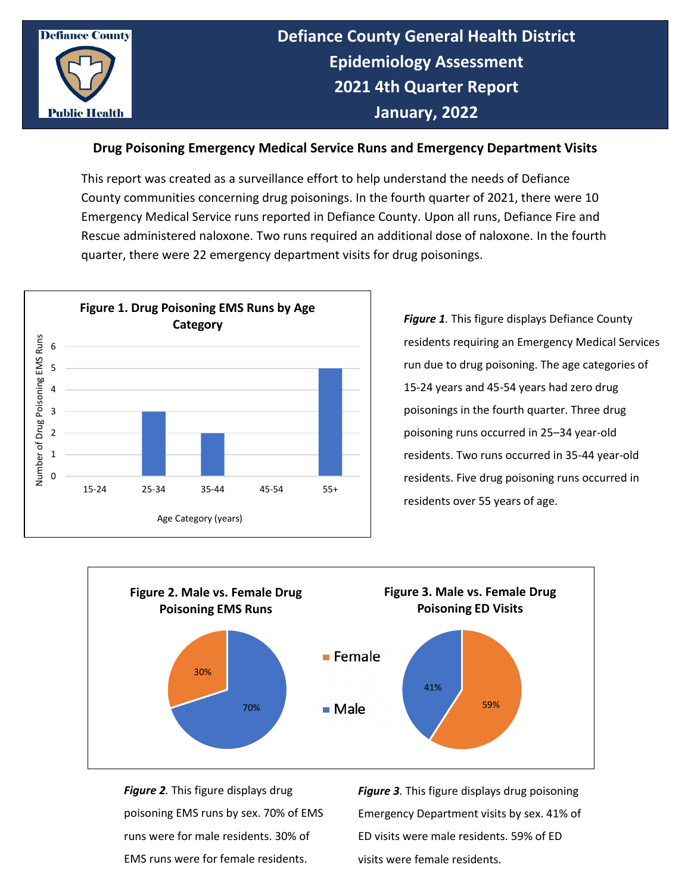# Defiance County General Health District
# Epidemiology Assessment
# 2021 4th Quarter Report
# January, 2022

## Drug Poisoning Emergency Medical Service Runs and Emergency Department Visits

This report was created as a surveillance effort to help understand the needs of Defiance County communities concerning drug poisonings. In the fourth quarter of 2021, there were 10 Emergency Medical Service runs reported in Defiance County. Upon all runs, Defiance Fire and Rescue administered naloxone. Two runs required an additional dose of naloxone. In the fourth quarter, there were 22 emergency department visits for drug poisonings.

**Figure 1. Drug Poisoning EMS Runs by Age Category**

| Age Category (years) | Number of Drug Poisoning EMS Runs |
|---|---|
| 15-24 | 0 |
| 25-34 | 3 |
| 35-44 | 2 |
| 45-54 | 0 |
| 55+ | 5 |

***Figure 1*.** This figure displays Defiance County residents requiring an Emergency Medical Services run due to drug poisoning. The age categories of 15-24 years and 45-54 years had zero drug poisonings in the fourth quarter. Three drug poisoning runs occurred in 25–34 year-old residents. Two runs occurred in 35-44 year-old residents. Five drug poisoning runs occurred in residents over 55 years of age.

**Figure 2. Male vs. Female Drug Poisoning EMS Runs**

| Sex | Percent |
|---|---|
| Female | 30% |
| Male | 70% |

**Figure 3. Male vs. Female Drug Poisoning ED Visits**

| Sex | Percent |
|---|---|
| Female | 59% |
| Male | 41% |

***Figure 2*.** This figure displays drug poisoning EMS runs by sex. 70% of EMS runs were for male residents. 30% of EMS runs were for female residents.

***Figure 3*.** This figure displays drug poisoning Emergency Department visits by sex. 41% of ED visits were male residents. 59% of ED visits were female residents.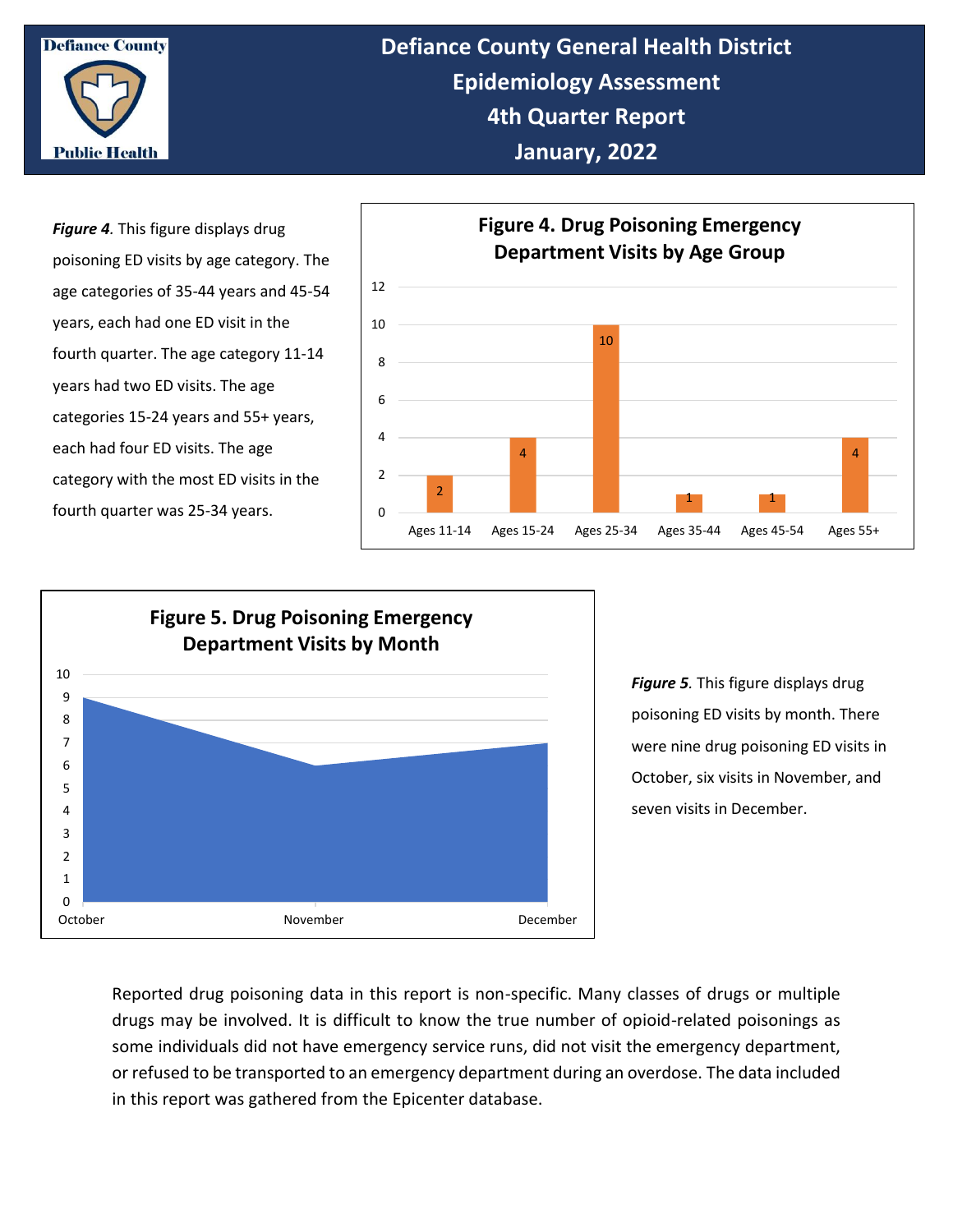# Defiance County General Health District
## Epidemiology Assessment
## 4th Quarter Report
## January, 2022

***Figure 4***. This figure displays drug poisoning ED visits by age category. The age categories of 35-44 years and 45-54 years, each had one ED visit in the fourth quarter. The age category 11-14 years had two ED visits. The age categories 15-24 years and 55+ years, each had four ED visits. The age category with the most ED visits in the fourth quarter was 25-34 years.

**Figure 4. Drug Poisoning Emergency Department Visits by Age Group**

12
10
8
6
4
2
0

2
4
10
1
1
4

Ages 11-14
Ages 15-24
Ages 25-34
Ages 35-44
Ages 45-54
Ages 55+

**Figure 5. Drug Poisoning Emergency Department Visits by Month**

10
9
8
7
6
5
4
3
2
1
0

October
November
December

***Figure 5***. This figure displays drug poisoning ED visits by month. There were nine drug poisoning ED visits in October, six visits in November, and seven visits in December.

Reported drug poisoning data in this report is non-specific. Many classes of drugs or multiple drugs may be involved. It is difficult to know the true number of opioid-related poisonings as some individuals did not have emergency service runs, did not visit the emergency department, or refused to be transported to an emergency department during an overdose. The data included in this report was gathered from the Epicenter database.